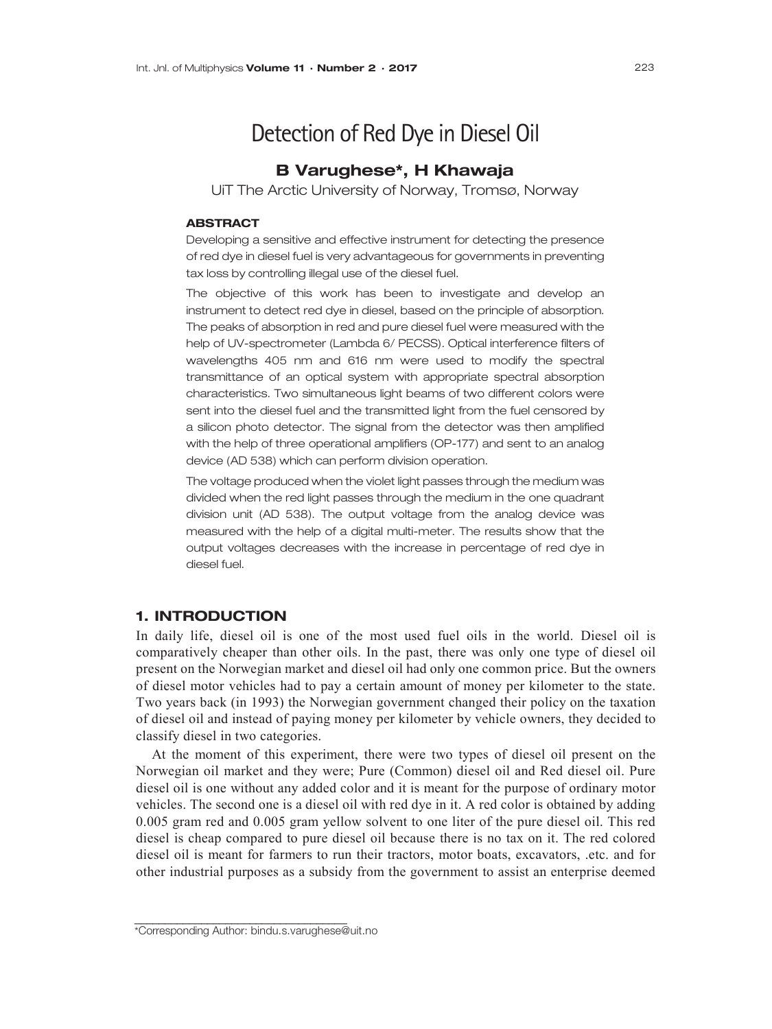# Detection of Red Dye in Diesel Oil

**B Varughese*, H Khawaja**

UiT The Arctic University of Norway, Tromsø, Norway

#### ABSTRACT

Developing a sensitive and effective instrument for detecting the presence of red dye in diesel fuel is very advantageous for governments in preventing tax loss by controlling illegal use of the diesel fuel.

The objective of this work has been to investigate and develop an instrument to detect red dye in diesel, based on the principle of absorption. The peaks of absorption in red and pure diesel fuel were measured with the help of UV-spectrometer (Lambda 6/ PECSS). Optical interference filters of wavelengths 405 nm and 616 nm were used to modify the spectral transmittance of an optical system with appropriate spectral absorption characteristics. Two simultaneous light beams of two different colors were sent into the diesel fuel and the transmitted light from the fuel censored by a silicon photo detector. The signal from the detector was then amplified with the help of three operational amplifiers (OP-177) and sent to an analog device (AD 538) which can perform division operation.

The voltage produced when the violet light passes through the medium was divided when the red light passes through the medium in the one quadrant division unit (AD 538). The output voltage from the analog device was measured with the help of a digital multi-meter. The results show that the output voltages decreases with the increase in percentage of red dye in diesel fuel.

## 1. INTRODUCTION

In daily life, diesel oil is one of the most used fuel oils in the world. Diesel oil is comparatively cheaper than other oils. In the past, there was only one type of diesel oil present on the Norwegian market and diesel oil had only one common price. But the owners of diesel motor vehicles had to pay a certain amount of money per kilometer to the state. Two years back (in 1993) the Norwegian government changed their policy on the taxation of diesel oil and instead of paying money per kilometer by vehicle owners, they decided to classify diesel in two categories.

At the moment of this experiment, there were two types of diesel oil present on the Norwegian oil market and they were; Pure (Common) diesel oil and Red diesel oil. Pure diesel oil is one without any added color and it is meant for the purpose of ordinary motor vehicles. The second one is a diesel oil with red dye in it. A red color is obtained by adding 0.005 gram red and 0.005 gram yellow solvent to one liter of the pure diesel oil. This red diesel is cheap compared to pure diesel oil because there is no tax on it. The red colored diesel oil is meant for farmers to run their tractors, motor boats, excavators, .etc. and for other industrial purposes as a subsidy from the government to assist an enterprise deemed

*Corresponding Author: bindu.s.varughese@uit.no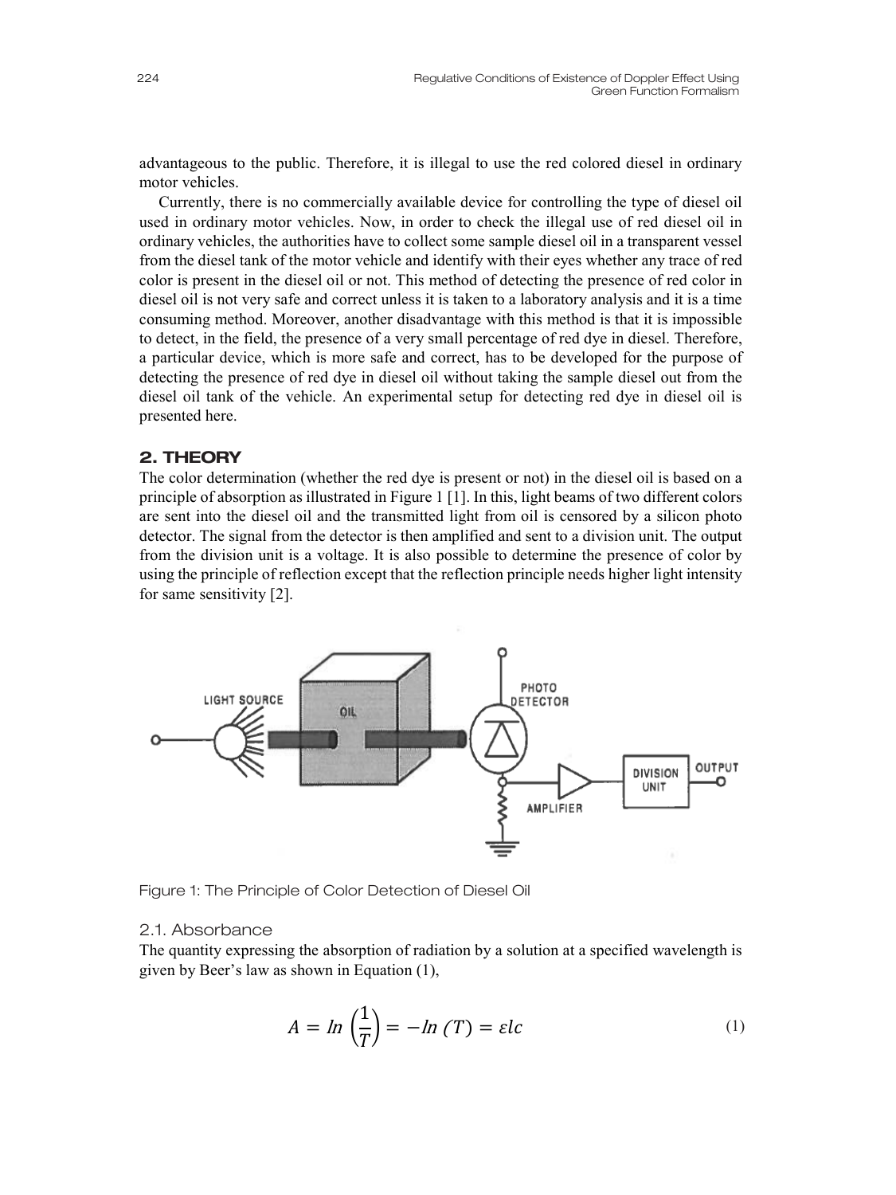advantageous to the public. Therefore, it is illegal to use the red colored diesel in ordinary motor vehicles.

Currently, there is no commercially available device for controlling the type of diesel oil used in ordinary motor vehicles. Now, in order to check the illegal use of red diesel oil in ordinary vehicles, the authorities have to collect some sample diesel oil in a transparent vessel from the diesel tank of the motor vehicle and identify with their eyes whether any trace of red color is present in the diesel oil or not. This method of detecting the presence of red color in diesel oil is not very safe and correct unless it is taken to a laboratory analysis and it is a time consuming method. Moreover, another disadvantage with this method is that it is impossible to detect, in the field, the presence of a very small percentage of red dye in diesel. Therefore, a particular device, which is more safe and correct, has to be developed for the purpose of detecting the presence of red dye in diesel oil without taking the sample diesel out from the diesel oil tank of the vehicle. An experimental setup for detecting red dye in diesel oil is presented here.

## 2. THEORY

The color determination (whether the red dye is present or not) in the diesel oil is based on a principle of absorption as illustrated in Figure 1 [1]. In this, light beams of two different colors are sent into the diesel oil and the transmitted light from oil is censored by a silicon photo detector. The signal from the detector is then amplified and sent to a division unit. The output from the division unit is a voltage. It is also possible to determine the presence of color by using the principle of reflection except that the reflection principle needs higher light intensity for same sensitivity [2].

Figure 1: The Principle of Color Detection of Diesel Oil

### 2.1. Absorbance

The quantity expressing the absorption of radiation by a solution at a specified wavelength is given by Beer's law as shown in Equation (1),

$$A = ln\left(\frac{1}{T}\right) = -ln\,(T) = \varepsilon lc \tag{1}$$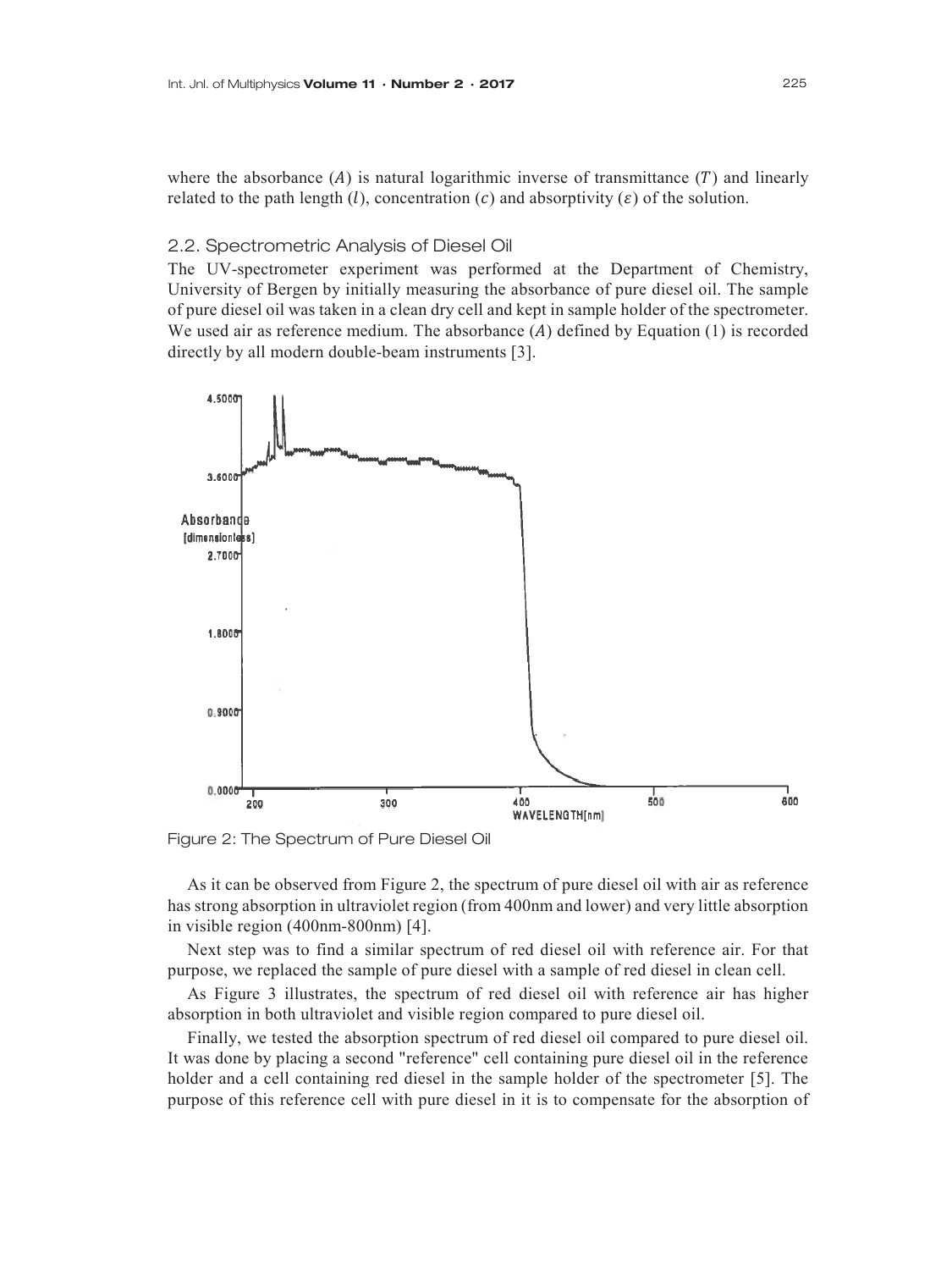where the absorbance ($A$) is natural logarithmic inverse of transmittance ($T$) and linearly related to the path length ($l$), concentration ($c$) and absorptivity ($\varepsilon$) of the solution.

### 2.2. Spectrometric Analysis of Diesel Oil

The UV-spectrometer experiment was performed at the Department of Chemistry, University of Bergen by initially measuring the absorbance of pure diesel oil. The sample of pure diesel oil was taken in a clean dry cell and kept in sample holder of the spectrometer. We used air as reference medium. The absorbance ($A$) defined by Equation (1) is recorded directly by all modern double-beam instruments [3].

Figure 2: The Spectrum of Pure Diesel Oil

As it can be observed from Figure 2, the spectrum of pure diesel oil with air as reference has strong absorption in ultraviolet region (from 400nm and lower) and very little absorption in visible region (400nm-800nm) [4].

Next step was to find a similar spectrum of red diesel oil with reference air. For that purpose, we replaced the sample of pure diesel with a sample of red diesel in clean cell.

As Figure 3 illustrates, the spectrum of red diesel oil with reference air has higher absorption in both ultraviolet and visible region compared to pure diesel oil.

Finally, we tested the absorption spectrum of red diesel oil compared to pure diesel oil. It was done by placing a second "reference" cell containing pure diesel oil in the reference holder and a cell containing red diesel in the sample holder of the spectrometer [5]. The purpose of this reference cell with pure diesel in it is to compensate for the absorption of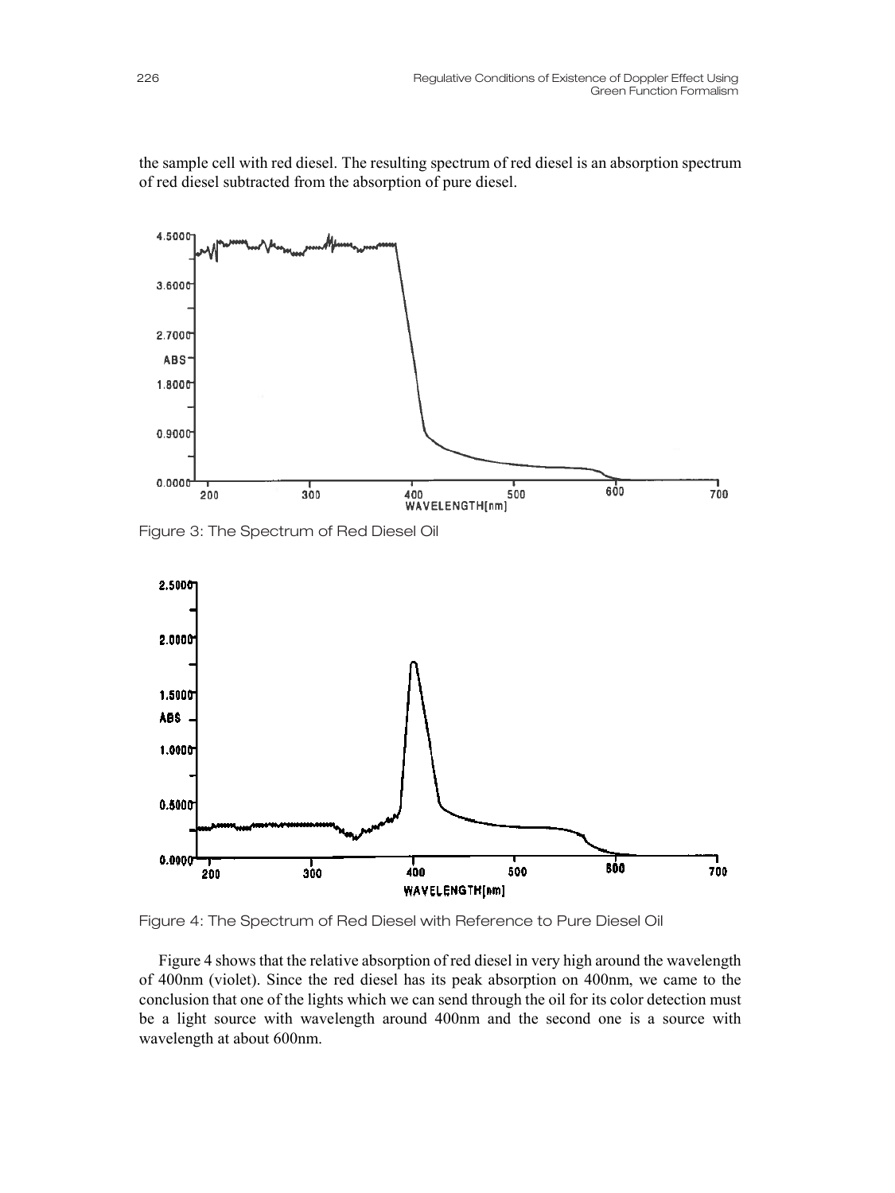the sample cell with red diesel. The resulting spectrum of red diesel is an absorption spectrum of red diesel subtracted from the absorption of pure diesel.

Figure 3: The Spectrum of Red Diesel Oil

Figure 4: The Spectrum of Red Diesel with Reference to Pure Diesel Oil

Figure 4 shows that the relative absorption of red diesel in very high around the wavelength of 400nm (violet). Since the red diesel has its peak absorption on 400nm, we came to the conclusion that one of the lights which we can send through the oil for its color detection must be a light source with wavelength around 400nm and the second one is a source with wavelength at about 600nm.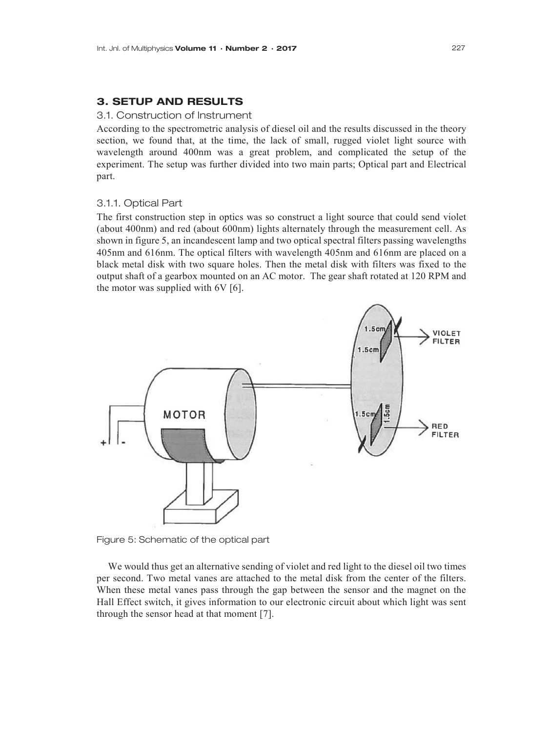## 3. SETUP AND RESULTS

### 3.1. Construction of Instrument

According to the spectrometric analysis of diesel oil and the results discussed in the theory section, we found that, at the time, the lack of small, rugged violet light source with wavelength around 400nm was a great problem, and complicated the setup of the experiment. The setup was further divided into two main parts; Optical part and Electrical part.

#### 3.1.1. Optical Part

The first construction step in optics was so construct a light source that could send violet (about 400nm) and red (about 600nm) lights alternately through the measurement cell. As shown in figure 5, an incandescent lamp and two optical spectral filters passing wavelengths 405nm and 616nm. The optical filters with wavelength 405nm and 616nm are placed on a black metal disk with two square holes. Then the metal disk with filters was fixed to the output shaft of a gearbox mounted on an AC motor. The gear shaft rotated at 120 RPM and the motor was supplied with 6V [6].

Figure 5: Schematic of the optical part

We would thus get an alternative sending of violet and red light to the diesel oil two times per second. Two metal vanes are attached to the metal disk from the center of the filters. When these metal vanes pass through the gap between the sensor and the magnet on the Hall Effect switch, it gives information to our electronic circuit about which light was sent through the sensor head at that moment [7].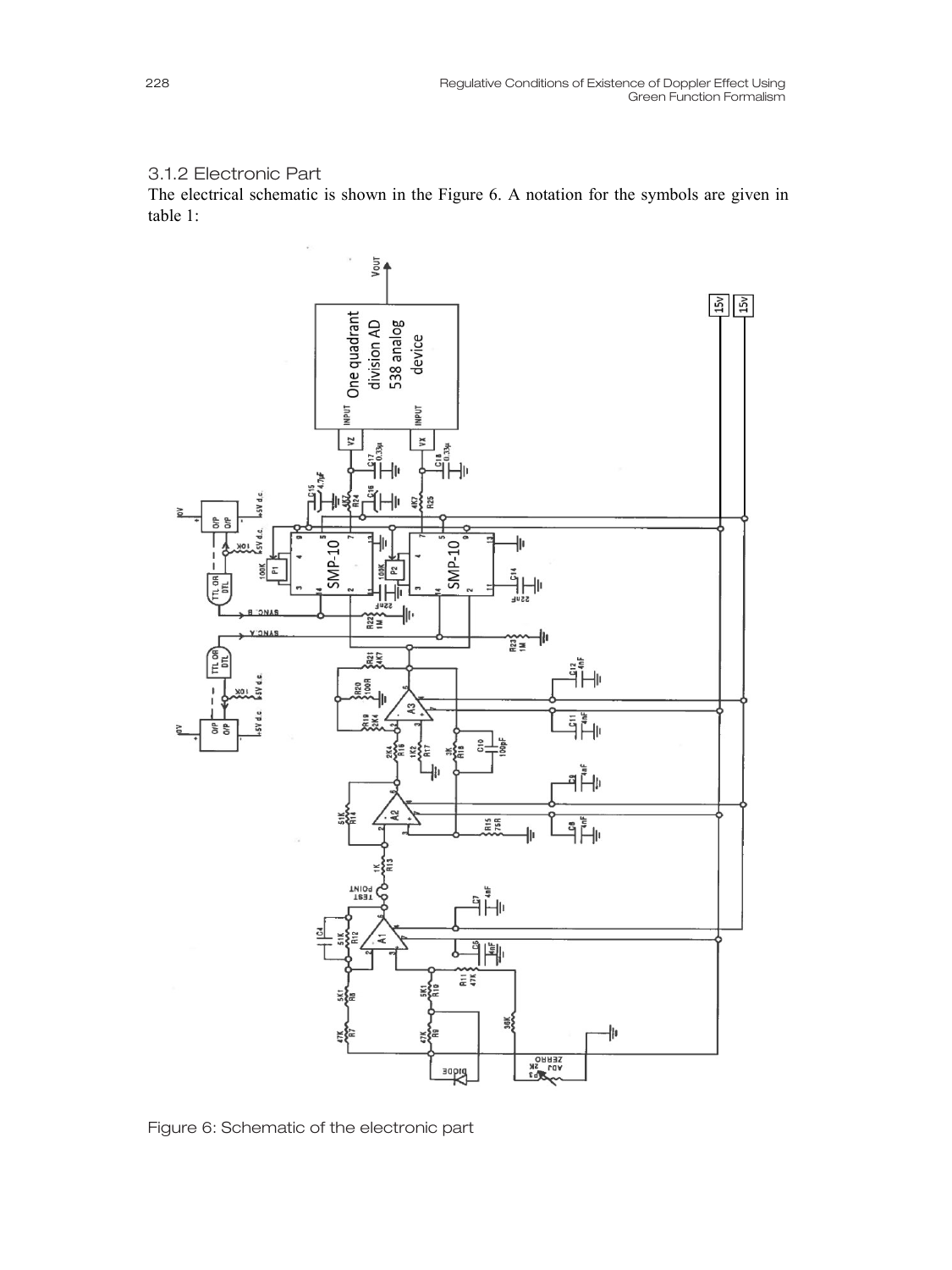### 3.1.2 Electronic Part

The electrical schematic is shown in the Figure 6. A notation for the symbols are given in table 1:

Figure 6: Schematic of the electronic part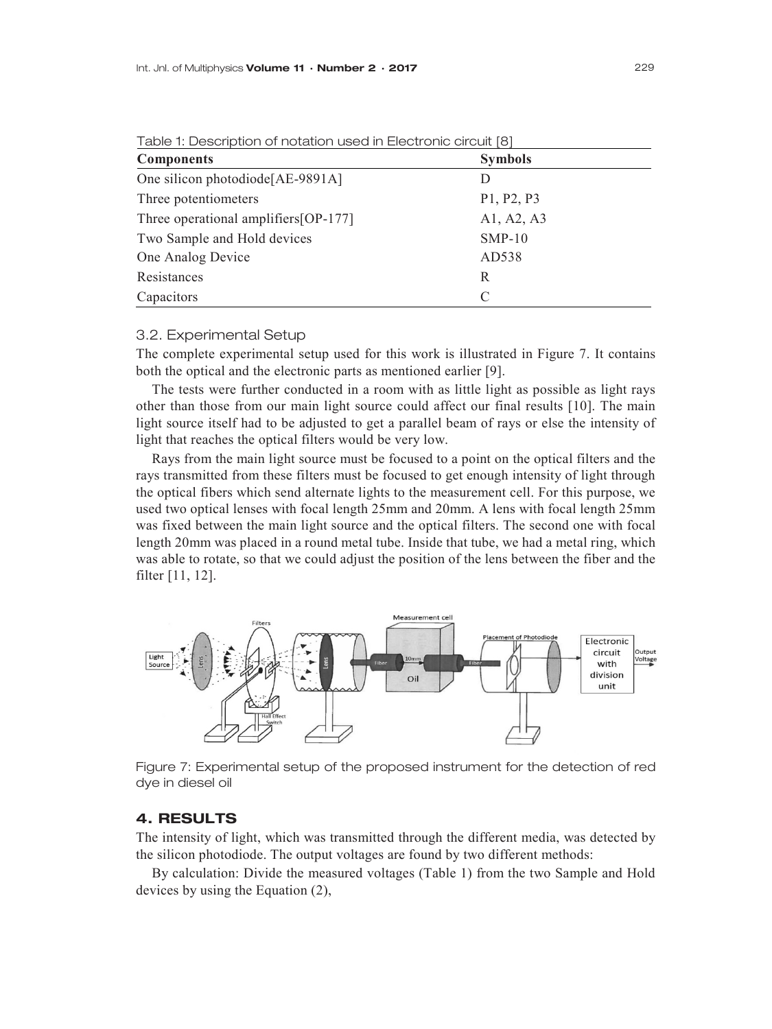Table 1: Description of notation used in Electronic circuit [8]

| Components | Symbols |
|---|---|
| One silicon photodiode[AE-9891A] | D |
| Three potentiometers | P1, P2, P3 |
| Three operational amplifiers[OP-177] | A1, A2, A3 |
| Two Sample and Hold devices | SMP-10 |
| One Analog Device | AD538 |
| Resistances | R |
| Capacitors | C |

### 3.2. Experimental Setup

The complete experimental setup used for this work is illustrated in Figure 7. It contains both the optical and the electronic parts as mentioned earlier [9].

The tests were further conducted in a room with as little light as possible as light rays other than those from our main light source could affect our final results [10]. The main light source itself had to be adjusted to get a parallel beam of rays or else the intensity of light that reaches the optical filters would be very low.

Rays from the main light source must be focused to a point on the optical filters and the rays transmitted from these filters must be focused to get enough intensity of light through the optical fibers which send alternate lights to the measurement cell. For this purpose, we used two optical lenses with focal length 25mm and 20mm. A lens with focal length 25mm was fixed between the main light source and the optical filters. The second one with focal length 20mm was placed in a round metal tube. Inside that tube, we had a metal ring, which was able to rotate, so that we could adjust the position of the lens between the fiber and the filter [11, 12].

Figure 7: Experimental setup of the proposed instrument for the detection of red dye in diesel oil

## 4. RESULTS

The intensity of light, which was transmitted through the different media, was detected by the silicon photodiode. The output voltages are found by two different methods:

By calculation: Divide the measured voltages (Table 1) from the two Sample and Hold devices by using the Equation (2),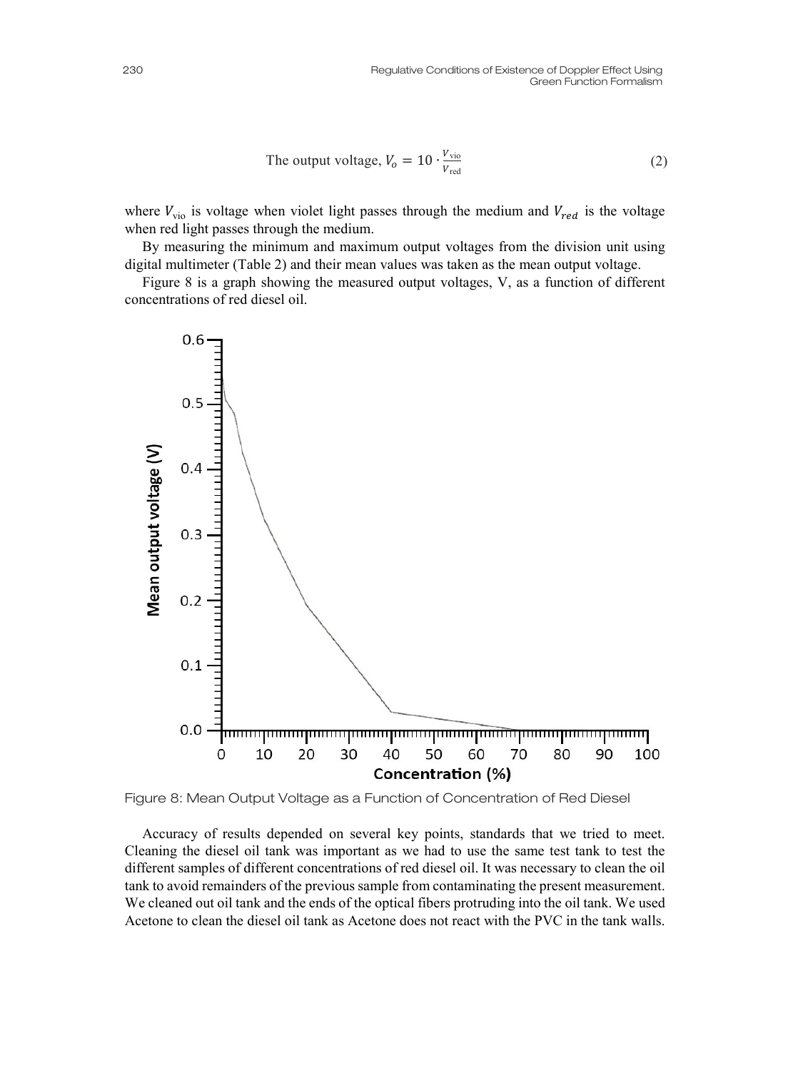$$\text{The output voltage, } V_o = 10 \cdot \frac{V_{\text{vio}}}{V_{\text{red}}} \tag{2}$$

where $V_{\text{vio}}$ is voltage when violet light passes through the medium and $V_{red}$ is the voltage when red light passes through the medium.

By measuring the minimum and maximum output voltages from the division unit using digital multimeter (Table 2) and their mean values was taken as the mean output voltage.

Figure 8 is a graph showing the measured output voltages, V, as a function of different concentrations of red diesel oil.

Figure 8: Mean Output Voltage as a Function of Concentration of Red Diesel

Accuracy of results depended on several key points, standards that we tried to meet. Cleaning the diesel oil tank was important as we had to use the same test tank to test the different samples of different concentrations of red diesel oil. It was necessary to clean the oil tank to avoid remainders of the previous sample from contaminating the present measurement. We cleaned out oil tank and the ends of the optical fibers protruding into the oil tank. We used Acetone to clean the diesel oil tank as Acetone does not react with the PVC in the tank walls.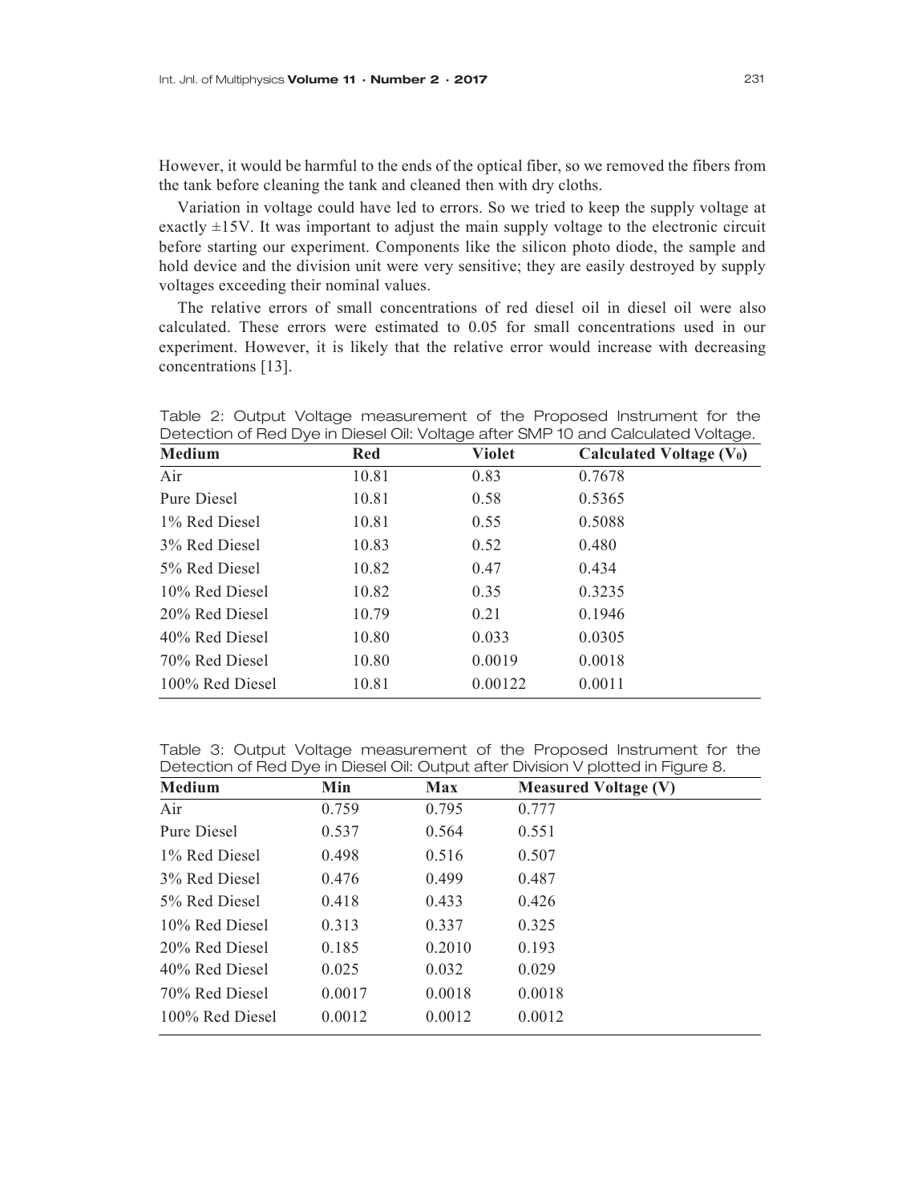However, it would be harmful to the ends of the optical fiber, so we removed the fibers from the tank before cleaning the tank and cleaned then with dry cloths.

Variation in voltage could have led to errors. So we tried to keep the supply voltage at exactly ±15V. It was important to adjust the main supply voltage to the electronic circuit before starting our experiment. Components like the silicon photo diode, the sample and hold device and the division unit were very sensitive; they are easily destroyed by supply voltages exceeding their nominal values.

The relative errors of small concentrations of red diesel oil in diesel oil were also calculated. These errors were estimated to 0.05 for small concentrations used in our experiment. However, it is likely that the relative error would increase with decreasing concentrations [13].

Table 2: Output Voltage measurement of the Proposed Instrument for the Detection of Red Dye in Diesel Oil: Voltage after SMP 10 and Calculated Voltage.

| Medium | Red | Violet | Calculated Voltage ($V_0$) |
|---|---|---|---|
| Air | 10.81 | 0.83 | 0.7678 |
| Pure Diesel | 10.81 | 0.58 | 0.5365 |
| 1% Red Diesel | 10.81 | 0.55 | 0.5088 |
| 3% Red Diesel | 10.83 | 0.52 | 0.480 |
| 5% Red Diesel | 10.82 | 0.47 | 0.434 |
| 10% Red Diesel | 10.82 | 0.35 | 0.3235 |
| 20% Red Diesel | 10.79 | 0.21 | 0.1946 |
| 40% Red Diesel | 10.80 | 0.033 | 0.0305 |
| 70% Red Diesel | 10.80 | 0.0019 | 0.0018 |
| 100% Red Diesel | 10.81 | 0.00122 | 0.0011 |

Table 3: Output Voltage measurement of the Proposed Instrument for the Detection of Red Dye in Diesel Oil: Output after Division V plotted in Figure 8.

| Medium | Min | Max | Measured Voltage (V) |
|---|---|---|---|
| Air | 0.759 | 0.795 | 0.777 |
| Pure Diesel | 0.537 | 0.564 | 0.551 |
| 1% Red Diesel | 0.498 | 0.516 | 0.507 |
| 3% Red Diesel | 0.476 | 0.499 | 0.487 |
| 5% Red Diesel | 0.418 | 0.433 | 0.426 |
| 10% Red Diesel | 0.313 | 0.337 | 0.325 |
| 20% Red Diesel | 0.185 | 0.2010 | 0.193 |
| 40% Red Diesel | 0.025 | 0.032 | 0.029 |
| 70% Red Diesel | 0.0017 | 0.0018 | 0.0018 |
| 100% Red Diesel | 0.0012 | 0.0012 | 0.0012 |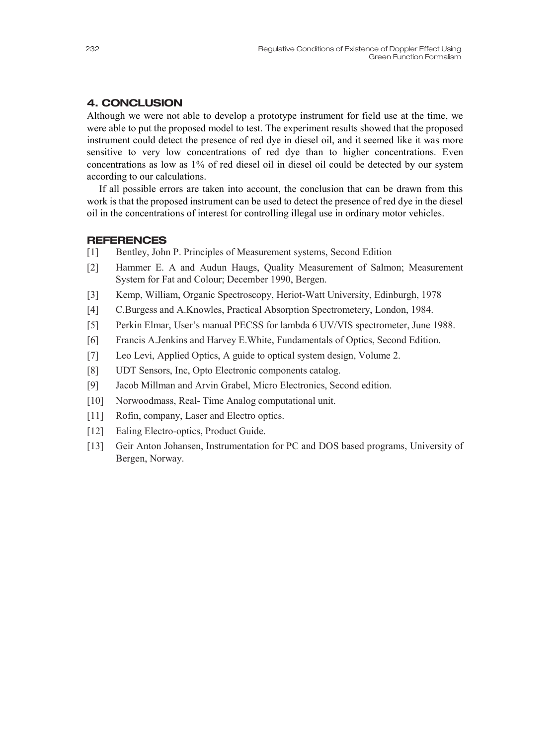## 4. CONCLUSION

Although we were not able to develop a prototype instrument for field use at the time, we were able to put the proposed model to test. The experiment results showed that the proposed instrument could detect the presence of red dye in diesel oil, and it seemed like it was more sensitive to very low concentrations of red dye than to higher concentrations. Even concentrations as low as 1% of red diesel oil in diesel oil could be detected by our system according to our calculations.

If all possible errors are taken into account, the conclusion that can be drawn from this work is that the proposed instrument can be used to detect the presence of red dye in the diesel oil in the concentrations of interest for controlling illegal use in ordinary motor vehicles.

## REFERENCES

[1] Bentley, John P. Principles of Measurement systems, Second Edition

[2] Hammer E. A and Audun Haugs, Quality Measurement of Salmon; Measurement System for Fat and Colour; December 1990, Bergen.

[3] Kemp, William, Organic Spectroscopy, Heriot-Watt University, Edinburgh, 1978

[4] C.Burgess and A.Knowles, Practical Absorption Spectrometery, London, 1984.

[5] Perkin Elmar, User's manual PECSS for lambda 6 UV/VIS spectrometer, June 1988.

[6] Francis A.Jenkins and Harvey E.White, Fundamentals of Optics, Second Edition.

[7] Leo Levi, Applied Optics, A guide to optical system design, Volume 2.

[8] UDT Sensors, Inc, Opto Electronic components catalog.

[9] Jacob Millman and Arvin Grabel, Micro Electronics, Second edition.

[10] Norwoodmass, Real- Time Analog computational unit.

[11] Rofin, company, Laser and Electro optics.

[12] Ealing Electro-optics, Product Guide.

[13] Geir Anton Johansen, Instrumentation for PC and DOS based programs, University of Bergen, Norway.